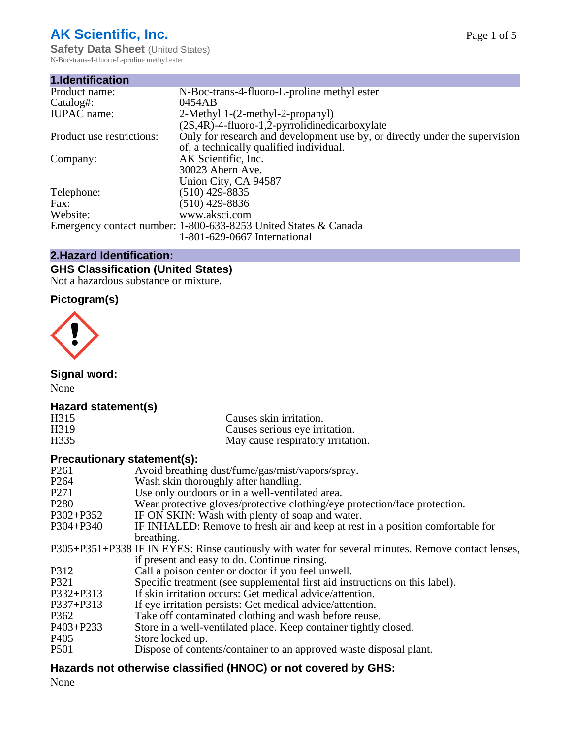# AK Scientific, Inc.

**Safety Data Sheet** (United States)

N-Boc-trans-4-fluoro-L-proline methyl ester

## 1.Identification

| | |
|---|---|
| Product name: | N-Boc-trans-4-fluoro-L-proline methyl ester |
| Catalog#: | 0454AB |
| IUPAC name: | 2-Methyl 1-(2-methyl-2-propanyl) (2S,4R)-4-fluoro-1,2-pyrrolidinedicarboxylate |
| Product use restrictions: | Only for research and development use by, or directly under the supervision of, a technically qualified individual. |
| Company: | AK Scientific, Inc.<br>30023 Ahern Ave.<br>Union City, CA 94587 |
| Telephone: | (510) 429-8835 |
| Fax: | (510) 429-8836 |
| Website: | www.aksci.com |
| Emergency contact number: | 1-800-633-8253 United States & Canada<br>1-801-629-0667 International |

## 2.Hazard Identification:

### GHS Classification (United States)

Not a hazardous substance or mixture.

### Pictogram(s)

### Signal word:

None

### Hazard statement(s)

| | |
|---|---|
| H315 | Causes skin irritation. |
| H319 | Causes serious eye irritation. |
| H335 | May cause respiratory irritation. |

### Precautionary statement(s):

| | |
|---|---|
| P261 | Avoid breathing dust/fume/gas/mist/vapors/spray. |
| P264 | Wash skin thoroughly after handling. |
| P271 | Use only outdoors or in a well-ventilated area. |
| P280 | Wear protective gloves/protective clothing/eye protection/face protection. |
| P302+P352 | IF ON SKIN: Wash with plenty of soap and water. |
| P304+P340 | IF INHALED: Remove to fresh air and keep at rest in a position comfortable for breathing. |
| P305+P351+P338 | IF IN EYES: Rinse cautiously with water for several minutes. Remove contact lenses, if present and easy to do. Continue rinsing. |
| P312 | Call a poison center or doctor if you feel unwell. |
| P321 | Specific treatment (see supplemental first aid instructions on this label). |
| P332+P313 | If skin irritation occurs: Get medical advice/attention. |
| P337+P313 | If eye irritation persists: Get medical advice/attention. |
| P362 | Take off contaminated clothing and wash before reuse. |
| P403+P233 | Store in a well-ventilated place. Keep container tightly closed. |
| P405 | Store locked up. |
| P501 | Dispose of contents/container to an approved waste disposal plant. |

### Hazards not otherwise classified (HNOC) or not covered by GHS:

None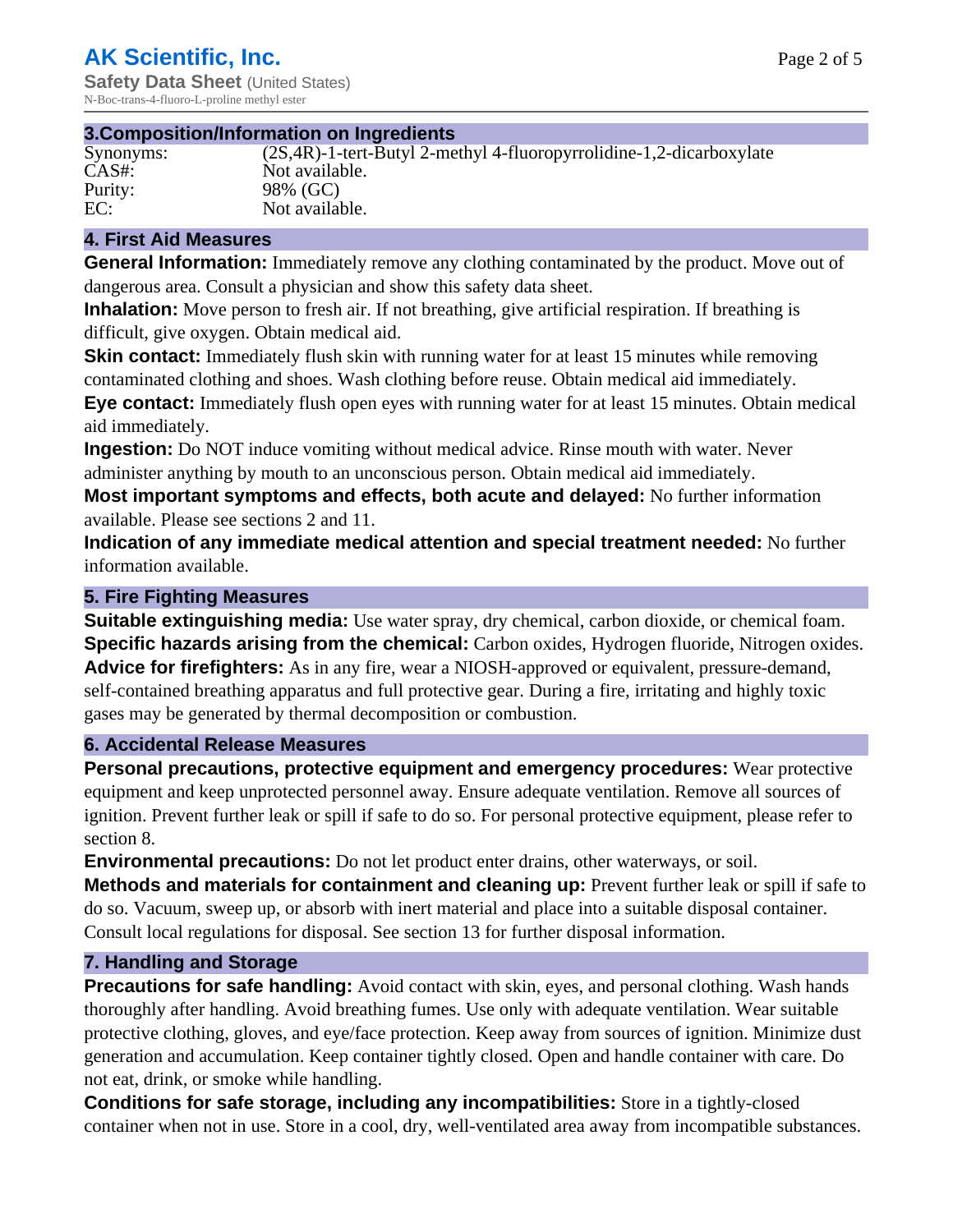## 3.Composition/Information on Ingredients

| | |
|---|---|
| Synonyms: | (2S,4R)-1-tert-Butyl 2-methyl 4-fluoropyrrolidine-1,2-dicarboxylate |
| CAS#: | Not available. |
| Purity: | 98% (GC) |
| EC: | Not available. |

## 4. First Aid Measures

**General Information:** Immediately remove any clothing contaminated by the product. Move out of dangerous area. Consult a physician and show this safety data sheet.

**Inhalation:** Move person to fresh air. If not breathing, give artificial respiration. If breathing is difficult, give oxygen. Obtain medical aid.

**Skin contact:** Immediately flush skin with running water for at least 15 minutes while removing contaminated clothing and shoes. Wash clothing before reuse. Obtain medical aid immediately.

**Eye contact:** Immediately flush open eyes with running water for at least 15 minutes. Obtain medical aid immediately.

**Ingestion:** Do NOT induce vomiting without medical advice. Rinse mouth with water. Never administer anything by mouth to an unconscious person. Obtain medical aid immediately.

**Most important symptoms and effects, both acute and delayed:** No further information available. Please see sections 2 and 11.

**Indication of any immediate medical attention and special treatment needed:** No further information available.

## 5. Fire Fighting Measures

**Suitable extinguishing media:** Use water spray, dry chemical, carbon dioxide, or chemical foam.

**Specific hazards arising from the chemical:** Carbon oxides, Hydrogen fluoride, Nitrogen oxides.

**Advice for firefighters:** As in any fire, wear a NIOSH-approved or equivalent, pressure-demand, self-contained breathing apparatus and full protective gear. During a fire, irritating and highly toxic gases may be generated by thermal decomposition or combustion.

## 6. Accidental Release Measures

**Personal precautions, protective equipment and emergency procedures:** Wear protective equipment and keep unprotected personnel away. Ensure adequate ventilation. Remove all sources of ignition. Prevent further leak or spill if safe to do so. For personal protective equipment, please refer to section 8.

**Environmental precautions:** Do not let product enter drains, other waterways, or soil.

**Methods and materials for containment and cleaning up:** Prevent further leak or spill if safe to do so. Vacuum, sweep up, or absorb with inert material and place into a suitable disposal container. Consult local regulations for disposal. See section 13 for further disposal information.

## 7. Handling and Storage

**Precautions for safe handling:** Avoid contact with skin, eyes, and personal clothing. Wash hands thoroughly after handling. Avoid breathing fumes. Use only with adequate ventilation. Wear suitable protective clothing, gloves, and eye/face protection. Keep away from sources of ignition. Minimize dust generation and accumulation. Keep container tightly closed. Open and handle container with care. Do not eat, drink, or smoke while handling.

**Conditions for safe storage, including any incompatibilities:** Store in a tightly-closed container when not in use. Store in a cool, dry, well-ventilated area away from incompatible substances.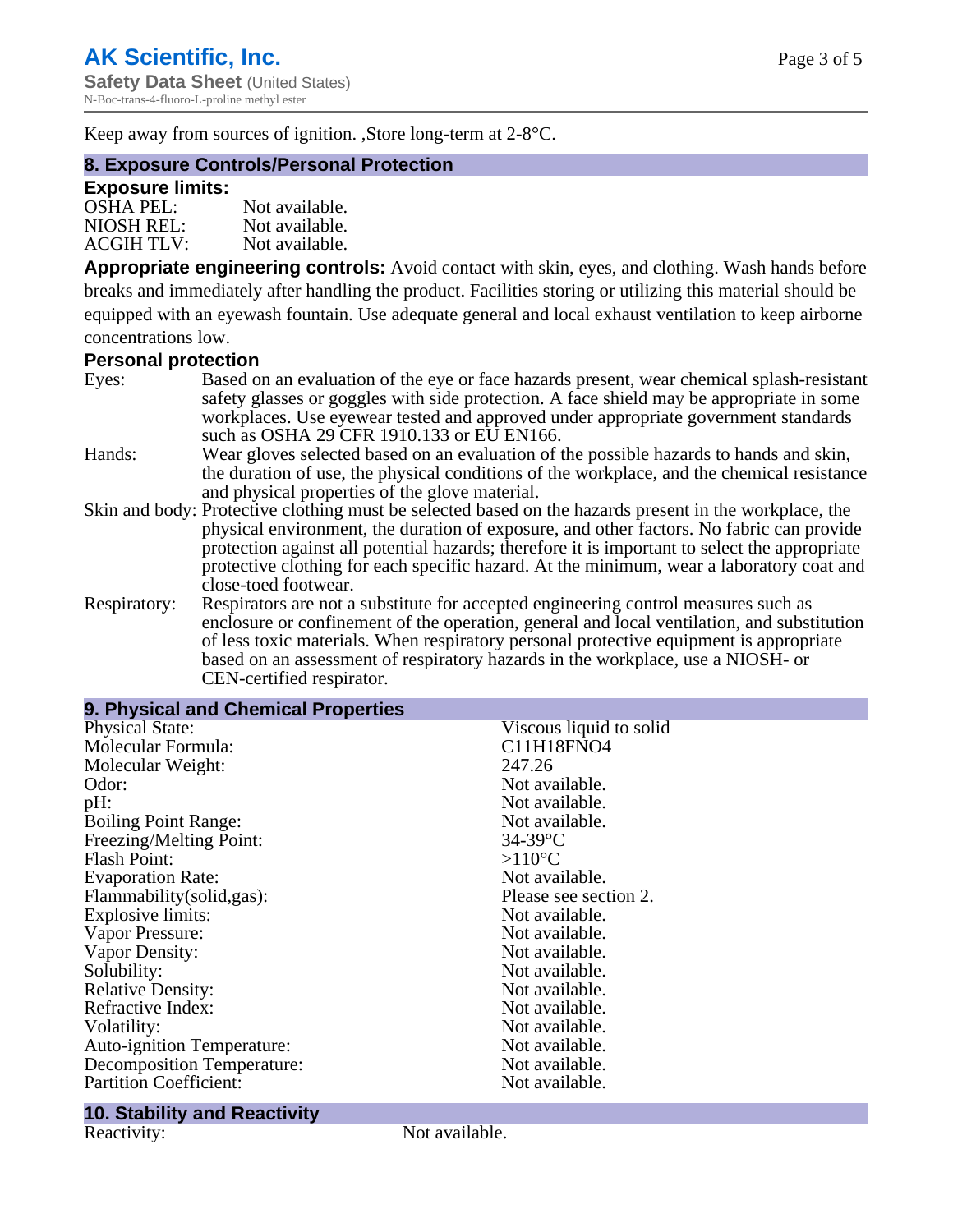Keep away from sources of ignition. ,Store long-term at 2-8°C.

## 8. Exposure Controls/Personal Protection

### Exposure limits:

| | |
|---|---|
| OSHA PEL: | Not available. |
| NIOSH REL: | Not available. |
| ACGIH TLV: | Not available. |

**Appropriate engineering controls:** Avoid contact with skin, eyes, and clothing. Wash hands before breaks and immediately after handling the product. Facilities storing or utilizing this material should be equipped with an eyewash fountain. Use adequate general and local exhaust ventilation to keep airborne concentrations low.

### Personal protection

| | |
|---|---|
| Eyes: | Based on an evaluation of the eye or face hazards present, wear chemical splash-resistant safety glasses or goggles with side protection. A face shield may be appropriate in some workplaces. Use eyewear tested and approved under appropriate government standards such as OSHA 29 CFR 1910.133 or EU EN166. |
| Hands: | Wear gloves selected based on an evaluation of the possible hazards to hands and skin, the duration of use, the physical conditions of the workplace, and the chemical resistance and physical properties of the glove material. |
| Skin and body: | Protective clothing must be selected based on the hazards present in the workplace, the physical environment, the duration of exposure, and other factors. No fabric can provide protection against all potential hazards; therefore it is important to select the appropriate protective clothing for each specific hazard. At the minimum, wear a laboratory coat and close-toed footwear. |
| Respiratory: | Respirators are not a substitute for accepted engineering control measures such as enclosure or confinement of the operation, general and local ventilation, and substitution of less toxic materials. When respiratory personal protective equipment is appropriate based on an assessment of respiratory hazards in the workplace, use a NIOSH- or CEN-certified respirator. |

## 9. Physical and Chemical Properties

| | |
|---|---|
| Physical State: | Viscous liquid to solid |
| Molecular Formula: | C11H18FNO4 |
| Molecular Weight: | 247.26 |
| Odor: | Not available. |
| pH: | Not available. |
| Boiling Point Range: | Not available. |
| Freezing/Melting Point: | 34-39°C |
| Flash Point: | >110°C |
| Evaporation Rate: | Not available. |
| Flammability(solid,gas): | Please see section 2. |
| Explosive limits: | Not available. |
| Vapor Pressure: | Not available. |
| Vapor Density: | Not available. |
| Solubility: | Not available. |
| Relative Density: | Not available. |
| Refractive Index: | Not available. |
| Volatility: | Not available. |
| Auto-ignition Temperature: | Not available. |
| Decomposition Temperature: | Not available. |
| Partition Coefficient: | Not available. |

## 10. Stability and Reactivity

| | |
|---|---|
| Reactivity: | Not available. |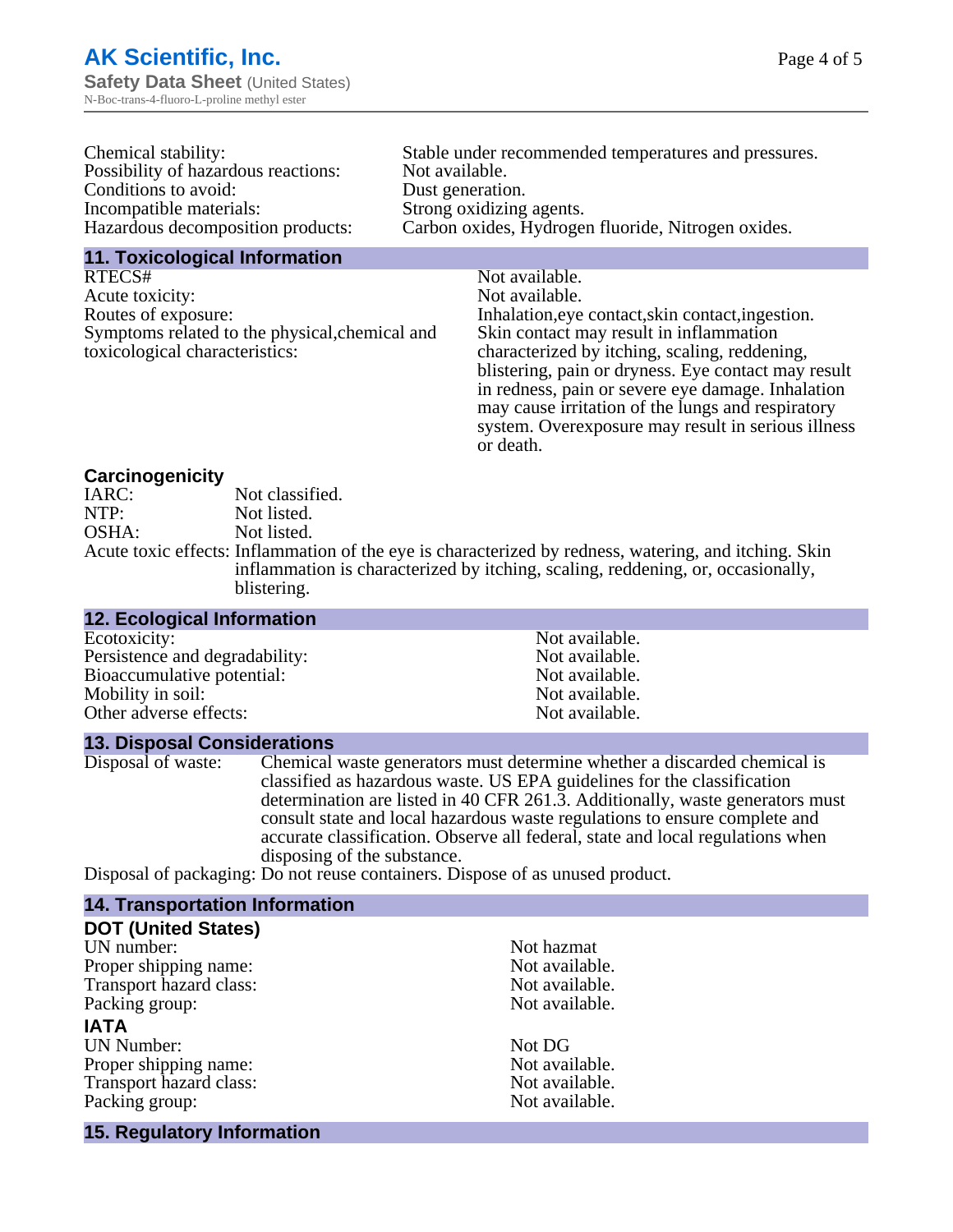| | |
|---|---|
| Chemical stability: | Stable under recommended temperatures and pressures. |
| Possibility of hazardous reactions: | Not available. |
| Conditions to avoid: | Dust generation. |
| Incompatible materials: | Strong oxidizing agents. |
| Hazardous decomposition products: | Carbon oxides, Hydrogen fluoride, Nitrogen oxides. |

## 11. Toxicological Information

| | |
|---|---|
| RTECS# | Not available. |
| Acute toxicity: | Not available. |
| Routes of exposure: | Inhalation,eye contact,skin contact,ingestion. |
| Symptoms related to the physical,chemical and toxicological characteristics: | Skin contact may result in inflammation characterized by itching, scaling, reddening, blistering, pain or dryness. Eye contact may result in redness, pain or severe eye damage. Inhalation may cause irritation of the lungs and respiratory system. Overexposure may result in serious illness or death. |

### Carcinogenicity

| | |
|---|---|
| IARC: | Not classified. |
| NTP: | Not listed. |
| OSHA: | Not listed. |
| Acute toxic effects: | Inflammation of the eye is characterized by redness, watering, and itching. Skin inflammation is characterized by itching, scaling, reddening, or, occasionally, blistering. |

## 12. Ecological Information

| | |
|---|---|
| Ecotoxicity: | Not available. |
| Persistence and degradability: | Not available. |
| Bioaccumulative potential: | Not available. |
| Mobility in soil: | Not available. |
| Other adverse effects: | Not available. |

## 13. Disposal Considerations

| | |
|---|---|
| Disposal of waste: | Chemical waste generators must determine whether a discarded chemical is classified as hazardous waste. US EPA guidelines for the classification determination are listed in 40 CFR 261.3. Additionally, waste generators must consult state and local hazardous waste regulations to ensure complete and accurate classification. Observe all federal, state and local regulations when disposing of the substance. |
| Disposal of packaging: | Do not reuse containers. Dispose of as unused product. |

## 14. Transportation Information

### DOT (United States)

| | |
|---|---|
| UN number: | Not hazmat |
| Proper shipping name: | Not available. |
| Transport hazard class: | Not available. |
| Packing group: | Not available. |

### IATA

| | |
|---|---|
| UN Number: | Not DG |
| Proper shipping name: | Not available. |
| Transport hazard class: | Not available. |
| Packing group: | Not available. |

## 15. Regulatory Information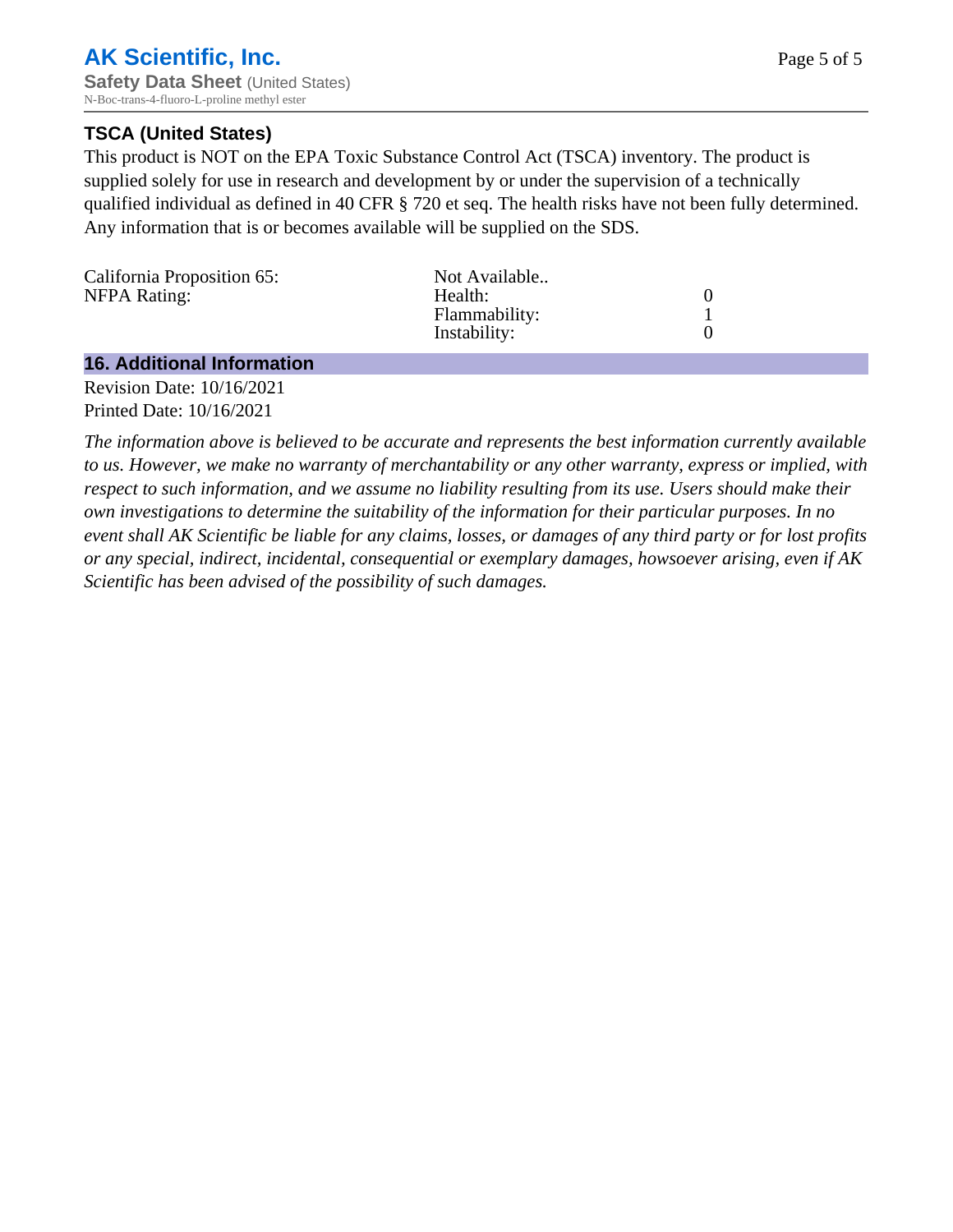### TSCA (United States)

This product is NOT on the EPA Toxic Substance Control Act (TSCA) inventory. The product is supplied solely for use in research and development by or under the supervision of a technically qualified individual as defined in 40 CFR § 720 et seq. The health risks have not been fully determined. Any information that is or becomes available will be supplied on the SDS.

| | | |
|---|---|---|
| California Proposition 65: | Not Available.. | |
| NFPA Rating: | Health: | 0 |
| | Flammability: | 1 |
| | Instability: | 0 |

## 16. Additional Information

Revision Date: 10/16/2021
Printed Date: 10/16/2021

*The information above is believed to be accurate and represents the best information currently available to us. However, we make no warranty of merchantability or any other warranty, express or implied, with respect to such information, and we assume no liability resulting from its use. Users should make their own investigations to determine the suitability of the information for their particular purposes. In no event shall AK Scientific be liable for any claims, losses, or damages of any third party or for lost profits or any special, indirect, incidental, consequential or exemplary damages, howsoever arising, even if AK Scientific has been advised of the possibility of such damages.*